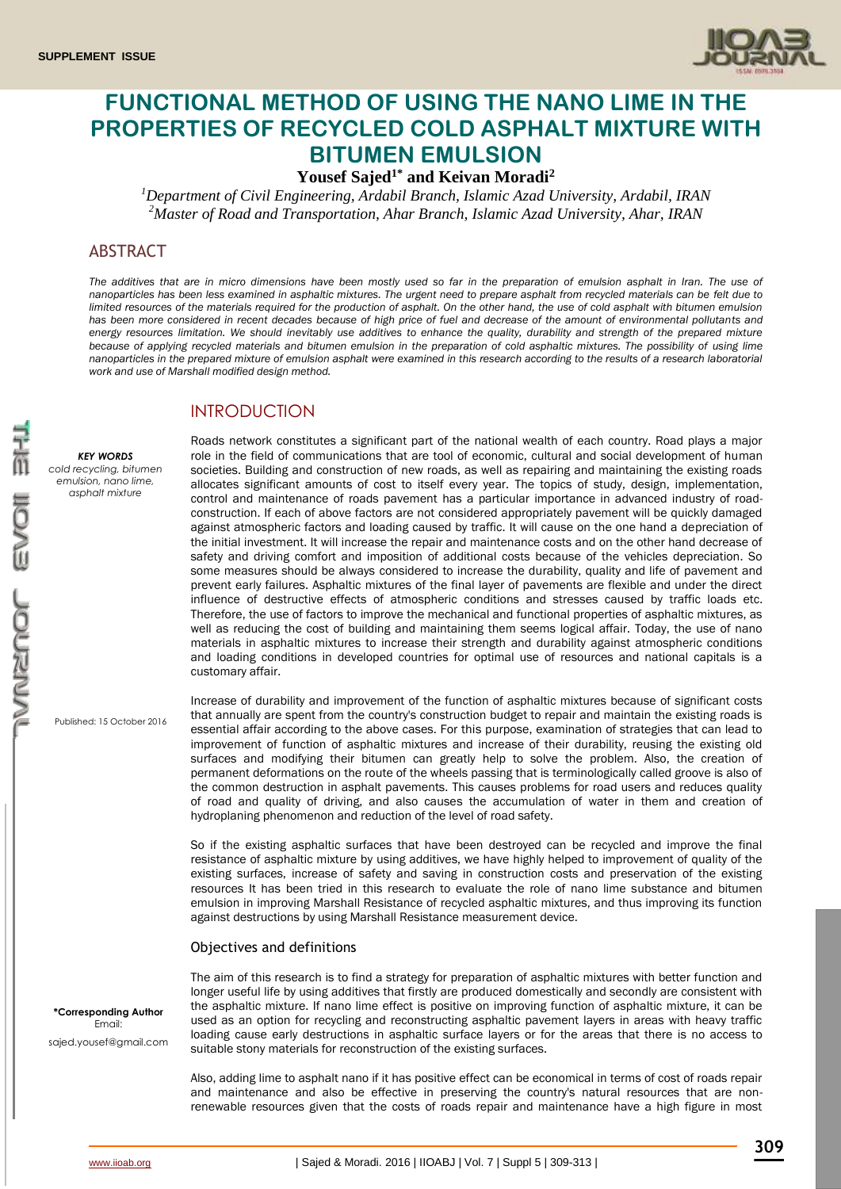# FUNCTIONAL METHOD OF USING THE NANO LIME IN THE PROPERTIES OF RECYCLED COLD ASPHALT MIXTURE WITH BITUMEN EMULSION

**Yousef Sajed[1*] and Keivan Moradi[2]**

*[1]Department of Civil Engineering, Ardabil Branch, Islamic Azad University, Ardabil, IRAN*
*[2]Master of Road and Transportation, Ahar Branch, Islamic Azad University, Ahar, IRAN*

## ABSTRACT

*The additives that are in micro dimensions have been mostly used so far in the preparation of emulsion asphalt in Iran. The use of nanoparticles has been less examined in asphaltic mixtures. The urgent need to prepare asphalt from recycled materials can be felt due to limited resources of the materials required for the production of asphalt. On the other hand, the use of cold asphalt with bitumen emulsion has been more considered in recent decades because of high price of fuel and decrease of the amount of environmental pollutants and energy resources limitation. We should inevitably use additives to enhance the quality, durability and strength of the prepared mixture because of applying recycled materials and bitumen emulsion in the preparation of cold asphaltic mixtures. The possibility of using lime nanoparticles in the prepared mixture of emulsion asphalt were examined in this research according to the results of a research laboratorial work and use of Marshall modified design method.*

***KEY WORDS***
*cold recycling, bitumen emulsion, nano lime, asphalt mixture*

Published: 15 October 2016

**\*Corresponding Author**
Email:
sajed.yousef@gmail.com

## INTRODUCTION

Roads network constitutes a significant part of the national wealth of each country. Road plays a major role in the field of communications that are tool of economic, cultural and social development of human societies. Building and construction of new roads, as well as repairing and maintaining the existing roads allocates significant amounts of cost to itself every year. The topics of study, design, implementation, control and maintenance of roads pavement has a particular importance in advanced industry of road-construction. If each of above factors are not considered appropriately pavement will be quickly damaged against atmospheric factors and loading caused by traffic. It will cause on the one hand a depreciation of the initial investment. It will increase the repair and maintenance costs and on the other hand decrease of safety and driving comfort and imposition of additional costs because of the vehicles depreciation. So some measures should be always considered to increase the durability, quality and life of pavement and prevent early failures. Asphaltic mixtures of the final layer of pavements are flexible and under the direct influence of destructive effects of atmospheric conditions and stresses caused by traffic loads etc. Therefore, the use of factors to improve the mechanical and functional properties of asphaltic mixtures, as well as reducing the cost of building and maintaining them seems logical affair. Today, the use of nano materials in asphaltic mixtures to increase their strength and durability against atmospheric conditions and loading conditions in developed countries for optimal use of resources and national capitals is a customary affair.

Increase of durability and improvement of the function of asphaltic mixtures because of significant costs that annually are spent from the country's construction budget to repair and maintain the existing roads is essential affair according to the above cases. For this purpose, examination of strategies that can lead to improvement of function of asphaltic mixtures and increase of their durability, reusing the existing old surfaces and modifying their bitumen can greatly help to solve the problem. Also, the creation of permanent deformations on the route of the wheels passing that is terminologically called groove is also of the common destruction in asphalt pavements. This causes problems for road users and reduces quality of road and quality of driving, and also causes the accumulation of water in them and creation of hydroplaning phenomenon and reduction of the level of road safety.

So if the existing asphaltic surfaces that have been destroyed can be recycled and improve the final resistance of asphaltic mixture by using additives, we have highly helped to improvement of quality of the existing surfaces, increase of safety and saving in construction costs and preservation of the existing resources It has been tried in this research to evaluate the role of nano lime substance and bitumen emulsion in improving Marshall Resistance of recycled asphaltic mixtures, and thus improving its function against destructions by using Marshall Resistance measurement device.

### Objectives and definitions

The aim of this research is to find a strategy for preparation of asphaltic mixtures with better function and longer useful life by using additives that firstly are produced domestically and secondly are consistent with the asphaltic mixture. If nano lime effect is positive on improving function of asphaltic mixture, it can be used as an option for recycling and reconstructing asphaltic pavement layers in areas with heavy traffic loading cause early destructions in asphaltic surface layers or for the areas that there is no access to suitable stony materials for reconstruction of the existing surfaces.

Also, adding lime to asphalt nano if it has positive effect can be economical in terms of cost of roads repair and maintenance and also be effective in preserving the country's natural resources that are non-renewable resources given that the costs of roads repair and maintenance have a high figure in most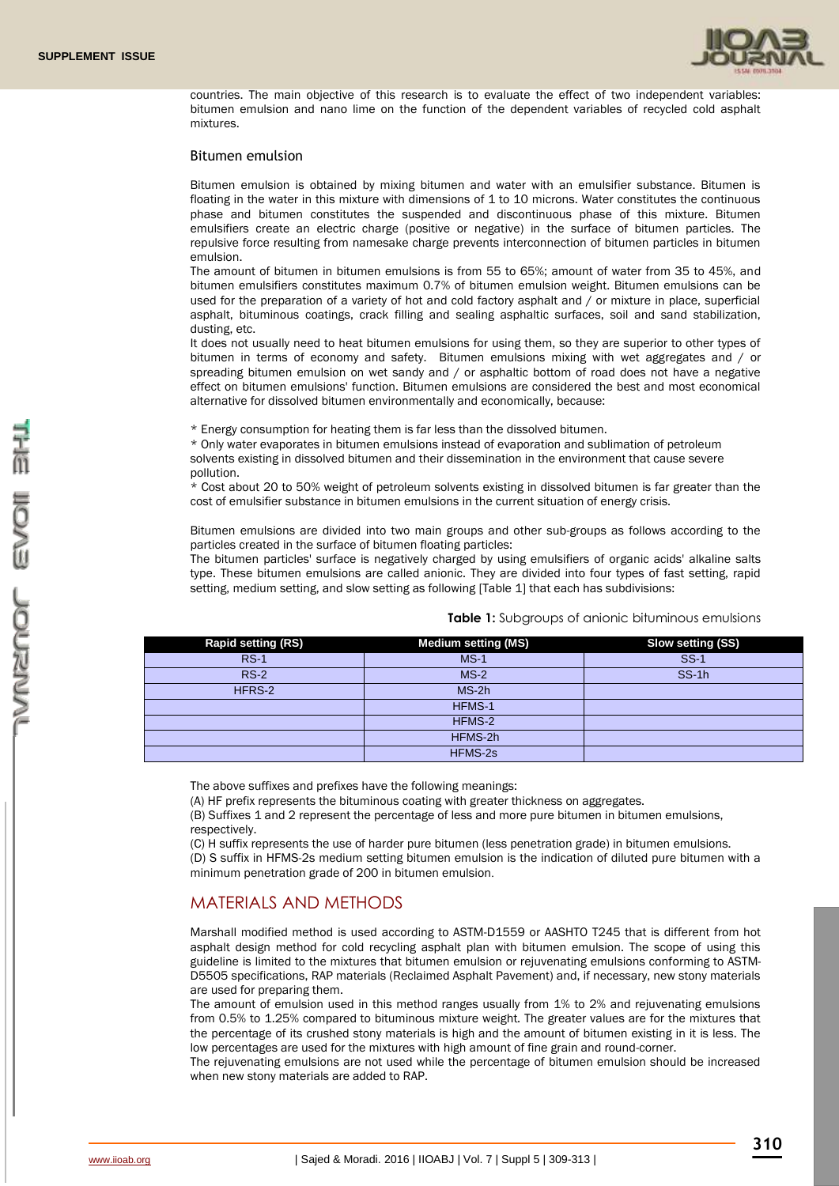countries. The main objective of this research is to evaluate the effect of two independent variables: bitumen emulsion and nano lime on the function of the dependent variables of recycled cold asphalt mixtures.

### Bitumen emulsion

Bitumen emulsion is obtained by mixing bitumen and water with an emulsifier substance. Bitumen is floating in the water in this mixture with dimensions of 1 to 10 microns. Water constitutes the continuous phase and bitumen constitutes the suspended and discontinuous phase of this mixture. Bitumen emulsifiers create an electric charge (positive or negative) in the surface of bitumen particles. The repulsive force resulting from namesake charge prevents interconnection of bitumen particles in bitumen emulsion.

The amount of bitumen in bitumen emulsions is from 55 to 65%; amount of water from 35 to 45%, and bitumen emulsifiers constitutes maximum 0.7% of bitumen emulsion weight. Bitumen emulsions can be used for the preparation of a variety of hot and cold factory asphalt and / or mixture in place, superficial asphalt, bituminous coatings, crack filling and sealing asphaltic surfaces, soil and sand stabilization, dusting, etc.

It does not usually need to heat bitumen emulsions for using them, so they are superior to other types of bitumen in terms of economy and safety. Bitumen emulsions mixing with wet aggregates and / or spreading bitumen emulsion on wet sandy and / or asphaltic bottom of road does not have a negative effect on bitumen emulsions' function. Bitumen emulsions are considered the best and most economical alternative for dissolved bitumen environmentally and economically, because:

* Energy consumption for heating them is far less than the dissolved bitumen.
* Only water evaporates in bitumen emulsions instead of evaporation and sublimation of petroleum solvents existing in dissolved bitumen and their dissemination in the environment that cause severe pollution.
* Cost about 20 to 50% weight of petroleum solvents existing in dissolved bitumen is far greater than the cost of emulsifier substance in bitumen emulsions in the current situation of energy crisis.

Bitumen emulsions are divided into two main groups and other sub-groups as follows according to the particles created in the surface of bitumen floating particles:

The bitumen particles' surface is negatively charged by using emulsifiers of organic acids' alkaline salts type. These bitumen emulsions are called anionic. They are divided into four types of fast setting, rapid setting, medium setting, and slow setting as following [Table 1] that each has subdivisions:

**Table 1:** Subgroups of anionic bituminous emulsions

| Rapid setting (RS) | Medium setting (MS) | Slow setting (SS) |
|---|---|---|
| RS-1 | MS-1 | SS-1 |
| RS-2 | MS-2 | SS-1h |
| HFRS-2 | MS-2h | |
| | HFMS-1 | |
| | HFMS-2 | |
| | HFMS-2h | |
| | HFMS-2s | |

The above suffixes and prefixes have the following meanings:

(A) HF prefix represents the bituminous coating with greater thickness on aggregates.

(B) Suffixes 1 and 2 represent the percentage of less and more pure bitumen in bitumen emulsions, respectively.

(C) H suffix represents the use of harder pure bitumen (less penetration grade) in bitumen emulsions.

(D) S suffix in HFMS-2s medium setting bitumen emulsion is the indication of diluted pure bitumen with a minimum penetration grade of 200 in bitumen emulsion.

## MATERIALS AND METHODS

Marshall modified method is used according to ASTM-D1559 or AASHTO T245 that is different from hot asphalt design method for cold recycling asphalt plan with bitumen emulsion. The scope of using this guideline is limited to the mixtures that bitumen emulsion or rejuvenating emulsions conforming to ASTM-D5505 specifications, RAP materials (Reclaimed Asphalt Pavement) and, if necessary, new stony materials are used for preparing them.

The amount of emulsion used in this method ranges usually from 1% to 2% and rejuvenating emulsions from 0.5% to 1.25% compared to bituminous mixture weight. The greater values are for the mixtures that the percentage of its crushed stony materials is high and the amount of bitumen existing in it is less. The low percentages are used for the mixtures with high amount of fine grain and round-corner.

The rejuvenating emulsions are not used while the percentage of bitumen emulsion should be increased when new stony materials are added to RAP.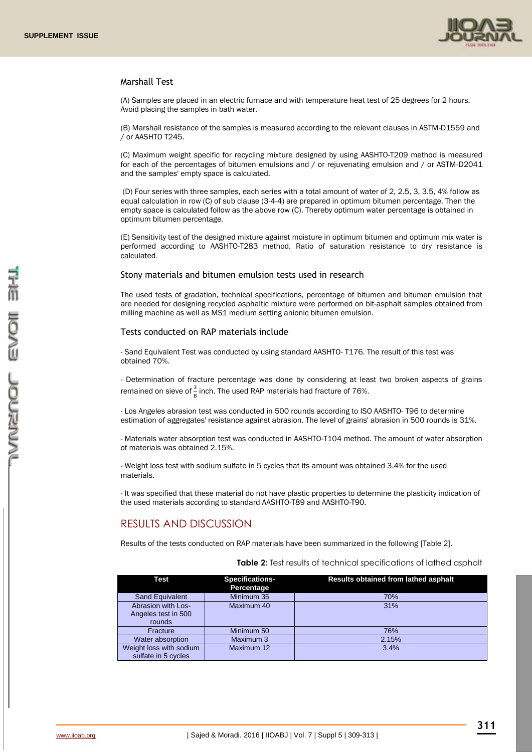### Marshall Test

(A) Samples are placed in an electric furnace and with temperature heat test of 25 degrees for 2 hours. Avoid placing the samples in bath water.

(B) Marshall resistance of the samples is measured according to the relevant clauses in ASTM-D1559 and / or AASHTO T245.

(C) Maximum weight specific for recycling mixture designed by using AASHTO-T209 method is measured for each of the percentages of bitumen emulsions and / or rejuvenating emulsion and / or ASTM-D2041 and the samples' empty space is calculated.

(D) Four series with three samples, each series with a total amount of water of 2, 2.5, 3, 3.5, 4% follow as equal calculation in row (C) of sub clause (3-4-4) are prepared in optimum bitumen percentage. Then the empty space is calculated follow as the above row (C). Thereby optimum water percentage is obtained in optimum bitumen percentage.

(E) Sensitivity test of the designed mixture against moisture in optimum bitumen and optimum mix water is performed according to AASHTO-T283 method. Ratio of saturation resistance to dry resistance is calculated.

### Stony materials and bitumen emulsion tests used in research

The used tests of gradation, technical specifications, percentage of bitumen and bitumen emulsion that are needed for designing recycled asphaltic mixture were performed on bit-asphalt samples obtained from milling machine as well as MS1 medium setting anionic bitumen emulsion.

### Tests conducted on RAP materials include

- Sand Equivalent Test was conducted by using standard AASHTO- T176. The result of this test was obtained 70%.

- Determination of fracture percentage was done by considering at least two broken aspects of grains remained on sieve of $\frac{3}{8}$ inch. The used RAP materials had fracture of 76%.

- Los Angeles abrasion test was conducted in 500 rounds according to ISO AASHTO- T96 to determine estimation of aggregates' resistance against abrasion. The level of grains' abrasion in 500 rounds is 31%.

- Materials water absorption test was conducted in AASHTO-T104 method. The amount of water absorption of materials was obtained 2.15%.

- Weight loss test with sodium sulfate in 5 cycles that its amount was obtained 3.4% for the used materials.

- It was specified that these material do not have plastic properties to determine the plasticity indication of the used materials according to standard AASHTO-T89 and AASHTO-T90.

## RESULTS AND DISCUSSION

Results of the tests conducted on RAP materials have been summarized in the following [Table 2].

**Table 2:** Test results of technical specifications of lathed asphalt

| Test | Specifications-Percentage | Results obtained from lathed asphalt |
|---|---|---|
| Sand Equivalent | Minimum 35 | 70% |
| Abrasion with Los-Angeles test in 500 rounds | Maximum 40 | 31% |
| Fracture | Minimum 50 | 76% |
| Water absorption | Maximum 3 | 2.15% |
| Weight loss with sodium sulfate in 5 cycles | Maximum 12 | 3.4% |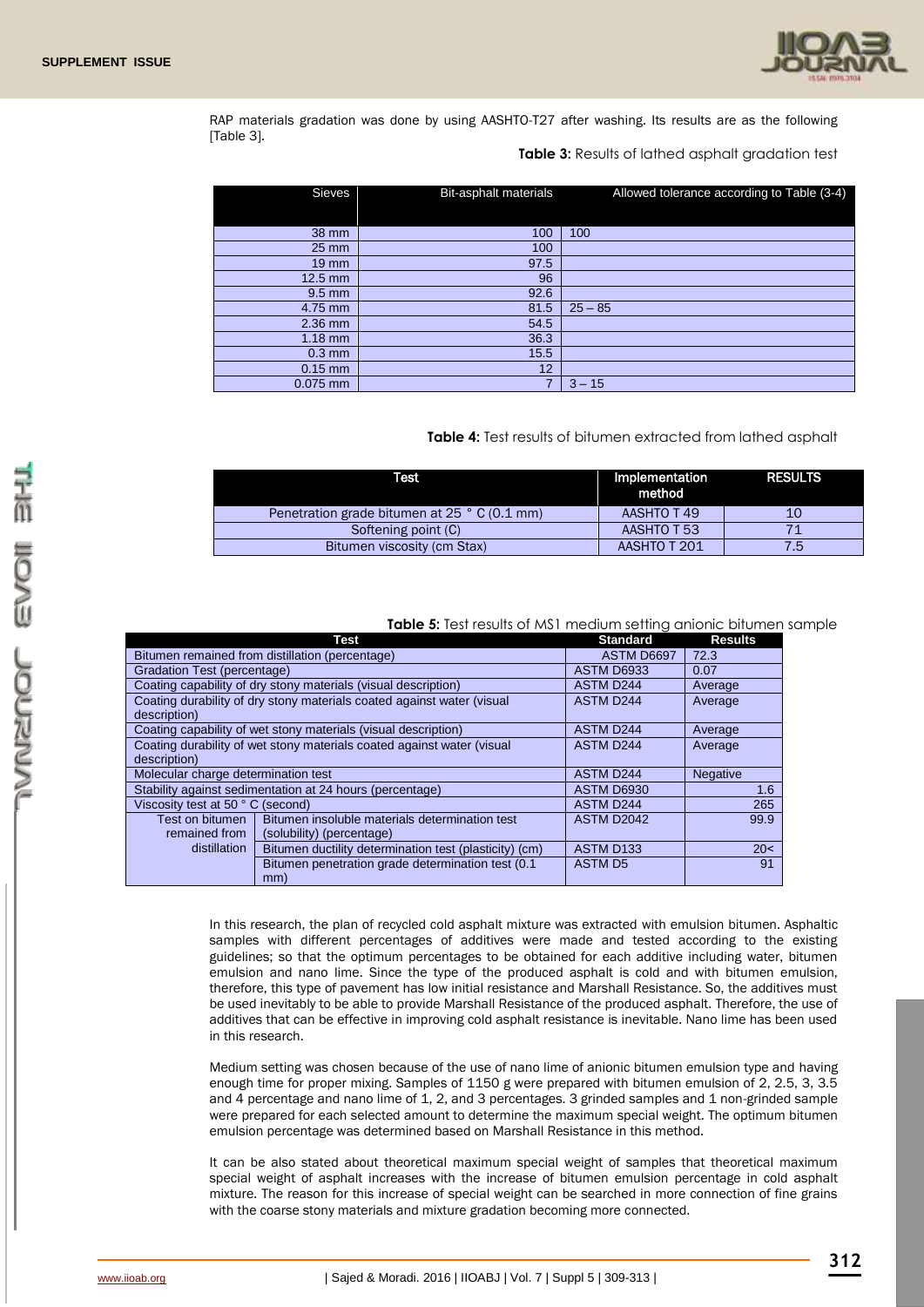RAP materials gradation was done by using AASHTO-T27 after washing. Its results are as the following [Table 3].

**Table 3:** Results of lathed asphalt gradation test

| Sieves | Bit-asphalt materials | Allowed tolerance according to Table (3-4) |
|---|---|---|
| 38 mm | 100 | 100 |
| 25 mm | 100 | |
| 19 mm | 97.5 | |
| 12.5 mm | 96 | |
| 9.5 mm | 92.6 | |
| 4.75 mm | 81.5 | 25 – 85 |
| 2.36 mm | 54.5 | |
| 1.18 mm | 36.3 | |
| 0.3 mm | 15.5 | |
| 0.15 mm | 12 | |
| 0.075 mm | 7 | 3 – 15 |

**Table 4:** Test results of bitumen extracted from lathed asphalt

| Test | Implementation method | RESULTS |
|---|---|---|
| Penetration grade bitumen at 25 ° C (0.1 mm) | AASHTO T 49 | 10 |
| Softening point (C) | AASHTO T 53 | 71 |
| Bitumen viscosity (cm Stax) | AASHTO T 201 | 7.5 |

**Table 5:** Test results of MS1 medium setting anionic bitumen sample

| Test | | Standard | Results |
|---|---|---|---|
| Bitumen remained from distillation (percentage) | | ASTM D6697 | 72.3 |
| Gradation Test (percentage) | | ASTM D6933 | 0.07 |
| Coating capability of dry stony materials (visual description) | | ASTM D244 | Average |
| Coating durability of dry stony materials coated against water (visual description) | | ASTM D244 | Average |
| Coating capability of wet stony materials (visual description) | | ASTM D244 | Average |
| Coating durability of wet stony materials coated against water (visual description) | | ASTM D244 | Average |
| Molecular charge determination test | | ASTM D244 | Negative |
| Stability against sedimentation at 24 hours (percentage) | | ASTM D6930 | 1.6 |
| Viscosity test at 50 ° C (second) | | ASTM D244 | 265 |
| Test on bitumen remained from distillation | Bitumen insoluble materials determination test (solubility) (percentage) | ASTM D2042 | 99.9 |
| | Bitumen ductility determination test (plasticity) (cm) | ASTM D133 | 20< |
| | Bitumen penetration grade determination test (0.1 mm) | ASTM D5 | 91 |

In this research, the plan of recycled cold asphalt mixture was extracted with emulsion bitumen. Asphaltic samples with different percentages of additives were made and tested according to the existing guidelines; so that the optimum percentages to be obtained for each additive including water, bitumen emulsion and nano lime. Since the type of the produced asphalt is cold and with bitumen emulsion, therefore, this type of pavement has low initial resistance and Marshall Resistance. So, the additives must be used inevitably to be able to provide Marshall Resistance of the produced asphalt. Therefore, the use of additives that can be effective in improving cold asphalt resistance is inevitable. Nano lime has been used in this research.

Medium setting was chosen because of the use of nano lime of anionic bitumen emulsion type and having enough time for proper mixing. Samples of 1150 g were prepared with bitumen emulsion of 2, 2.5, 3, 3.5 and 4 percentage and nano lime of 1, 2, and 3 percentages. 3 grinded samples and 1 non-grinded sample were prepared for each selected amount to determine the maximum special weight. The optimum bitumen emulsion percentage was determined based on Marshall Resistance in this method.

It can be also stated about theoretical maximum special weight of samples that theoretical maximum special weight of asphalt increases with the increase of bitumen emulsion percentage in cold asphalt mixture. The reason for this increase of special weight can be searched in more connection of fine grains with the coarse stony materials and mixture gradation becoming more connected.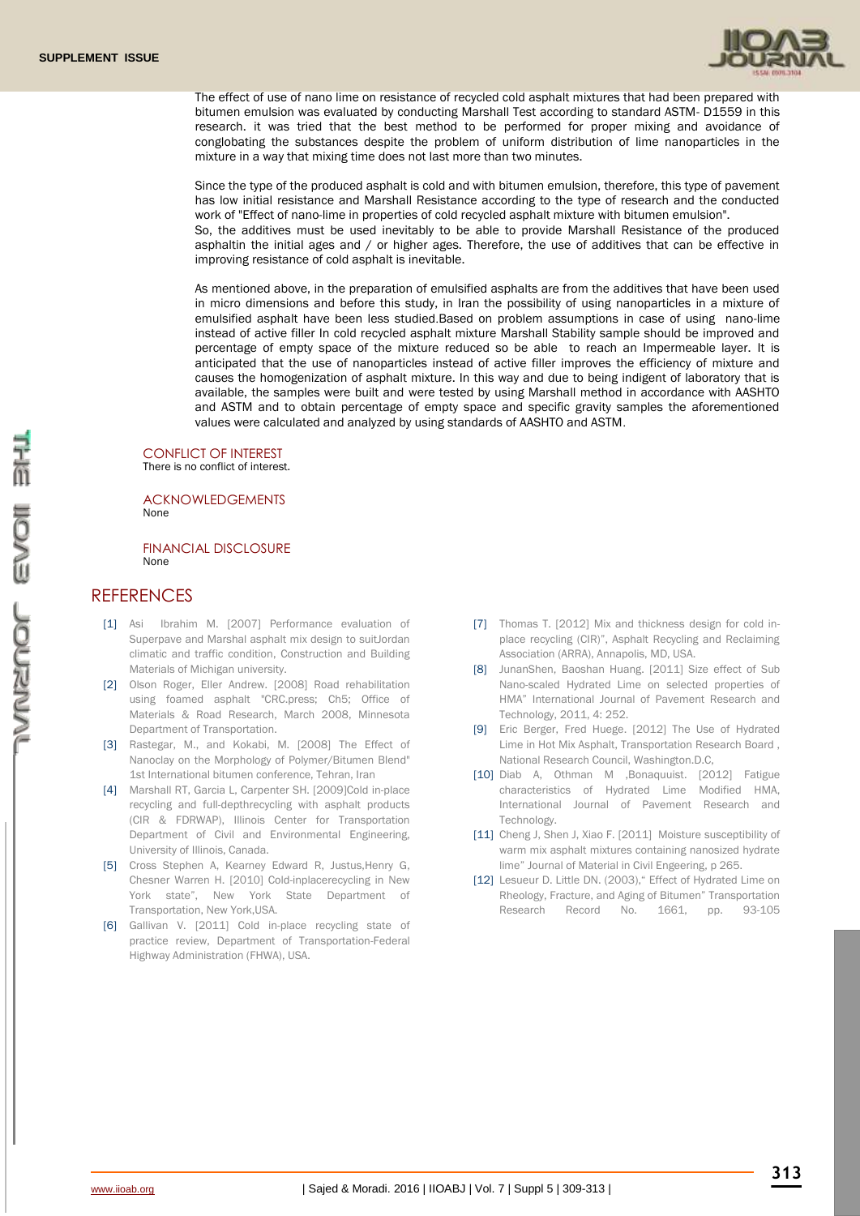The effect of use of nano lime on resistance of recycled cold asphalt mixtures that had been prepared with bitumen emulsion was evaluated by conducting Marshall Test according to standard ASTM- D1559 in this research. it was tried that the best method to be performed for proper mixing and avoidance of conglobating the substances despite the problem of uniform distribution of lime nanoparticles in the mixture in a way that mixing time does not last more than two minutes.

Since the type of the produced asphalt is cold and with bitumen emulsion, therefore, this type of pavement has low initial resistance and Marshall Resistance according to the type of research and the conducted work of "Effect of nano-lime in properties of cold recycled asphalt mixture with bitumen emulsion".
So, the additives must be used inevitably to be able to provide Marshall Resistance of the produced asphaltin the initial ages and / or higher ages. Therefore, the use of additives that can be effective in improving resistance of cold asphalt is inevitable.

As mentioned above, in the preparation of emulsified asphalts are from the additives that have been used in micro dimensions and before this study, in Iran the possibility of using nanoparticles in a mixture of emulsified asphalt have been less studied.Based on problem assumptions in case of using nano-lime instead of active filler In cold recycled asphalt mixture Marshall Stability sample should be improved and percentage of empty space of the mixture reduced so be able to reach an Impermeable layer. It is anticipated that the use of nanoparticles instead of active filler improves the efficiency of mixture and causes the homogenization of asphalt mixture. In this way and due to being indigent of laboratory that is available, the samples were built and were tested by using Marshall method in accordance with AASHTO and ASTM and to obtain percentage of empty space and specific gravity samples the aforementioned values were calculated and analyzed by using standards of AASHTO and ASTM.

### CONFLICT OF INTEREST
There is no conflict of interest.

### ACKNOWLEDGEMENTS
None

### FINANCIAL DISCLOSURE
None

## REFERENCES

[1] Asi Ibrahim M. [2007] Performance evaluation of Superpave and Marshal asphalt mix design to suitJordan climatic and traffic condition, Construction and Building Materials of Michigan university.

[2] Olson Roger, Eller Andrew. [2008] Road rehabilitation using foamed asphalt "CRC.press; Ch5; Office of Materials & Road Research, March 2008, Minnesota Department of Transportation.

[3] Rastegar, M., and Kokabi, M. [2008] The Effect of Nanoclay on the Morphology of Polymer/Bitumen Blend" 1st International bitumen conference, Tehran, Iran

[4] Marshall RT, Garcia L, Carpenter SH. [2009]Cold in-place recycling and full-depthrecycling with asphalt products (CIR & FDRWAP), Illinois Center for Transportation Department of Civil and Environmental Engineering, University of Illinois, Canada.

[5] Cross Stephen A, Kearney Edward R, Justus,Henry G, Chesner Warren H. [2010] Cold-inplacerecycling in New York state", New York State Department of Transportation, New York,USA.

[6] Gallivan V. [2011] Cold in-place recycling state of practice review, Department of Transportation-Federal Highway Administration (FHWA), USA.

[7] Thomas T. [2012] Mix and thickness design for cold in-place recycling (CIR)", Asphalt Recycling and Reclaiming Association (ARRA), Annapolis, MD, USA.

[8] JunanShen, Baoshan Huang. [2011] Size effect of Sub Nano-scaled Hydrated Lime on selected properties of HMA" International Journal of Pavement Research and Technology, 2011, 4: 252.

[9] Eric Berger, Fred Huege. [2012] The Use of Hydrated Lime in Hot Mix Asphalt, Transportation Research Board , National Research Council, Washington.D.C,

[10] Diab A, Othman M ,Bonaquuist. [2012] Fatigue characteristics of Hydrated Lime Modified HMA, International Journal of Pavement Research and Technology.

[11] Cheng J, Shen J, Xiao F. [2011] Moisture susceptibility of warm mix asphalt mixtures containing nanosized hydrate lime" Journal of Material in Civil Engeering, p 265.

[12] Lesueur D. Little DN. (2003)," Effect of Hydrated Lime on Rheology, Fracture, and Aging of Bitumen" Transportation Research Record No. 1661, pp. 93-105